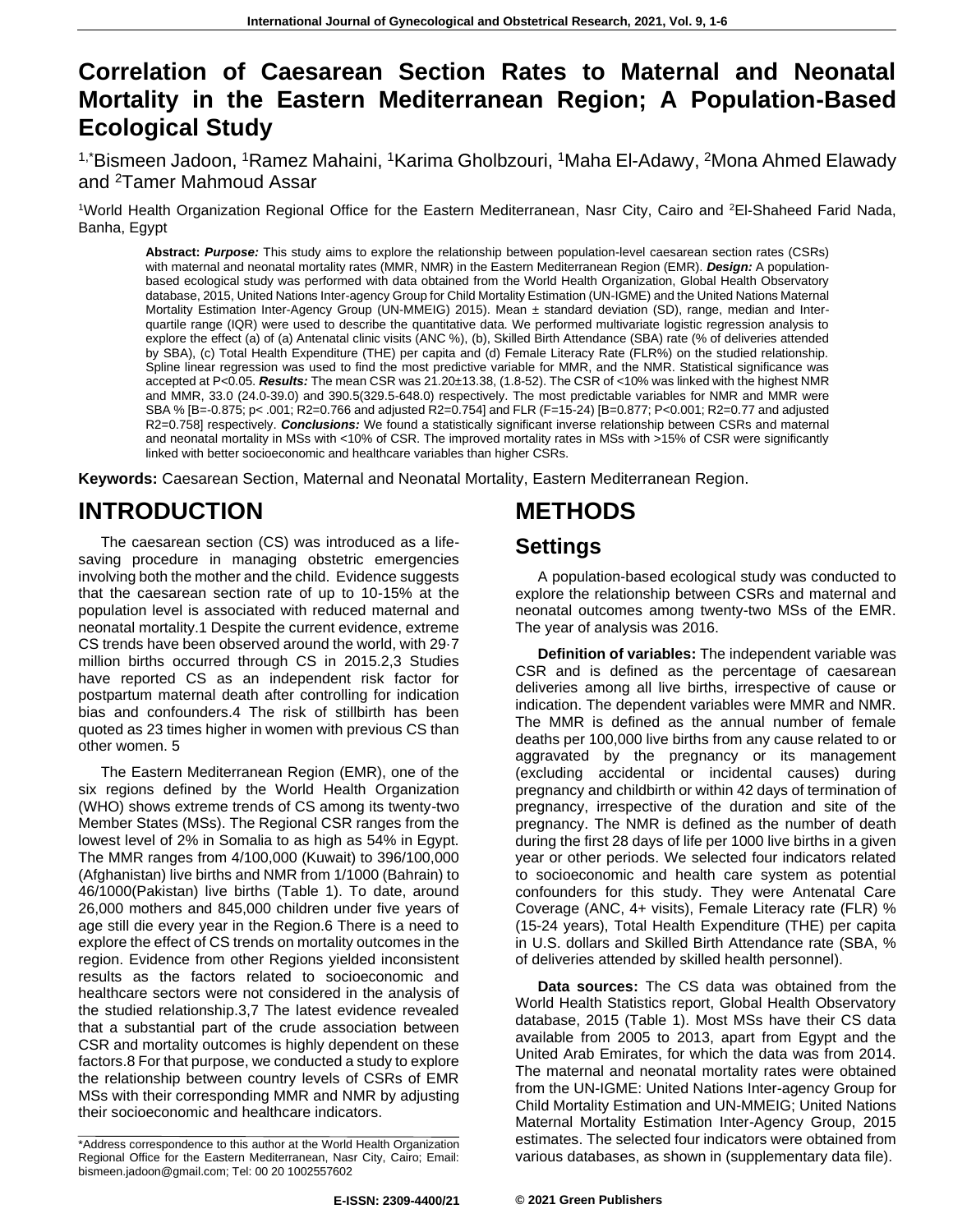# Correlation of Caesarean Section Rates to Maternal and Neonatal Mortality in the Eastern Mediterranean Region; A Population-Based Ecological Study

[1,*]Bismeen Jadoon, [1]Ramez Mahaini, [1]Karima Gholbzouri, [1]Maha El-Adawy, [2]Mona Ahmed Elawady and [2]Tamer Mahmoud Assar

[1]World Health Organization Regional Office for the Eastern Mediterranean, Nasr City, Cairo and [2]El-Shaheed Farid Nada, Banha, Egypt

**Abstract:** ***Purpose:*** This study aims to explore the relationship between population-level caesarean section rates (CSRs) with maternal and neonatal mortality rates (MMR, NMR) in the Eastern Mediterranean Region (EMR). ***Design:*** A population-based ecological study was performed with data obtained from the World Health Organization, Global Health Observatory database, 2015, United Nations Inter-agency Group for Child Mortality Estimation (UN-IGME) and the United Nations Maternal Mortality Estimation Inter-Agency Group (UN-MMEIG) 2015). Mean ± standard deviation (SD), range, median and Inter-quartile range (IQR) were used to describe the quantitative data. We performed multivariate logistic regression analysis to explore the effect (a) of (a) Antenatal clinic visits (ANC %), (b), Skilled Birth Attendance (SBA) rate (% of deliveries attended by SBA), (c) Total Health Expenditure (THE) per capita and (d) Female Literacy Rate (FLR%) on the studied relationship. Spline linear regression was used to find the most predictive variable for MMR, and the NMR. Statistical significance was accepted at $P<0.05$. ***Results:*** The mean CSR was 21.20±13.38, (1.8-52). The CSR of <10% was linked with the highest NMR and MMR, 33.0 (24.0-39.0) and 390.5(329.5-648.0) respectively. The most predictable variables for NMR and MMR were SBA % [B=-0.875; p< .001; $R^2$=0.766 and adjusted $R^2$=0.754] and FLR (F=15-24) [B=0.877; P<0.001; $R^2$=0.77 and adjusted $R^2$=0.758] respectively. ***Conclusions:*** We found a statistically significant inverse relationship between CSRs and maternal and neonatal mortality in MSs with <10% of CSR. The improved mortality rates in MSs with >15% of CSR were significantly linked with better socioeconomic and healthcare variables than higher CSRs.

**Keywords:** Caesarean Section, Maternal and Neonatal Mortality, Eastern Mediterranean Region.

# INTRODUCTION

The caesarean section (CS) was introduced as a life-saving procedure in managing obstetric emergencies involving both the mother and the child. Evidence suggests that the caesarean section rate of up to 10-15% at the population level is associated with reduced maternal and neonatal mortality.1 Despite the current evidence, extreme CS trends have been observed around the world, with 29·7 million births occurred through CS in 2015.2,3 Studies have reported CS as an independent risk factor for postpartum maternal death after controlling for indication bias and confounders.4 The risk of stillbirth has been quoted as 23 times higher in women with previous CS than other women. 5

The Eastern Mediterranean Region (EMR), one of the six regions defined by the World Health Organization (WHO) shows extreme trends of CS among its twenty-two Member States (MSs). The Regional CSR ranges from the lowest level of 2% in Somalia to as high as 54% in Egypt. The MMR ranges from 4/100,000 (Kuwait) to 396/100,000 (Afghanistan) live births and NMR from 1/1000 (Bahrain) to 46/1000(Pakistan) live births (Table 1). To date, around 26,000 mothers and 845,000 children under five years of age still die every year in the Region.6 There is a need to explore the effect of CS trends on mortality outcomes in the region. Evidence from other Regions yielded inconsistent results as the factors related to socioeconomic and healthcare sectors were not considered in the analysis of the studied relationship.3,7 The latest evidence revealed that a substantial part of the crude association between CSR and mortality outcomes is highly dependent on these factors.8 For that purpose, we conducted a study to explore the relationship between country levels of CSRs of EMR MSs with their corresponding MMR and NMR by adjusting their socioeconomic and healthcare indicators.

# METHODS

## Settings

A population-based ecological study was conducted to explore the relationship between CSRs and maternal and neonatal outcomes among twenty-two MSs of the EMR. The year of analysis was 2016.

**Definition of variables:** The independent variable was CSR and is defined as the percentage of caesarean deliveries among all live births, irrespective of cause or indication. The dependent variables were MMR and NMR. The MMR is defined as the annual number of female deaths per 100,000 live births from any cause related to or aggravated by the pregnancy or its management (excluding accidental or incidental causes) during pregnancy and childbirth or within 42 days of termination of pregnancy, irrespective of the duration and site of the pregnancy. The NMR is defined as the number of death during the first 28 days of life per 1000 live births in a given year or other periods. We selected four indicators related to socioeconomic and health care system as potential confounders for this study. They were Antenatal Care Coverage (ANC, 4+ visits), Female Literacy rate (FLR) % (15-24 years), Total Health Expenditure (THE) per capita in U.S. dollars and Skilled Birth Attendance rate (SBA, % of deliveries attended by skilled health personnel).

**Data sources:** The CS data was obtained from the World Health Statistics report, Global Health Observatory database, 2015 (Table 1). Most MSs have their CS data available from 2005 to 2013, apart from Egypt and the United Arab Emirates, for which the data was from 2014. The maternal and neonatal mortality rates were obtained from the UN-IGME: United Nations Inter-agency Group for Child Mortality Estimation and UN-MMEIG; United Nations Maternal Mortality Estimation Inter-Agency Group, 2015 estimates. The selected four indicators were obtained from various databases, as shown in (supplementary data file).

\*Address correspondence to this author at the World Health Organization Regional Office for the Eastern Mediterranean, Nasr City, Cairo; Email: bismeen.jadoon@gmail.com; Tel: 00 20 1002557602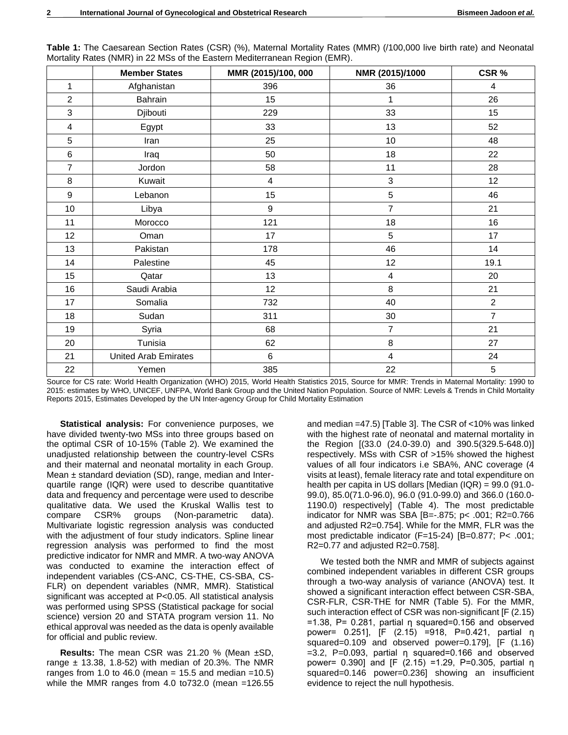**Table 1:** The Caesarean Section Rates (CSR) (%), Maternal Mortality Rates (MMR) (/100,000 live birth rate) and Neonatal Mortality Rates (NMR) in 22 MSs of the Eastern Mediterranean Region (EMR).

| | Member States | MMR (2015)/100, 000 | NMR (2015)/1000 | CSR % |
|---|---|---|---|---|
| 1 | Afghanistan | 396 | 36 | 4 |
| 2 | Bahrain | 15 | 1 | 26 |
| 3 | Djibouti | 229 | 33 | 15 |
| 4 | Egypt | 33 | 13 | 52 |
| 5 | Iran | 25 | 10 | 48 |
| 6 | Iraq | 50 | 18 | 22 |
| 7 | Jordon | 58 | 11 | 28 |
| 8 | Kuwait | 4 | 3 | 12 |
| 9 | Lebanon | 15 | 5 | 46 |
| 10 | Libya | 9 | 7 | 21 |
| 11 | Morocco | 121 | 18 | 16 |
| 12 | Oman | 17 | 5 | 17 |
| 13 | Pakistan | 178 | 46 | 14 |
| 14 | Palestine | 45 | 12 | 19.1 |
| 15 | Qatar | 13 | 4 | 20 |
| 16 | Saudi Arabia | 12 | 8 | 21 |
| 17 | Somalia | 732 | 40 | 2 |
| 18 | Sudan | 311 | 30 | 7 |
| 19 | Syria | 68 | 7 | 21 |
| 20 | Tunisia | 62 | 8 | 27 |
| 21 | United Arab Emirates | 6 | 4 | 24 |
| 22 | Yemen | 385 | 22 | 5 |

Source for CS rate: World Health Organization (WHO) 2015, World Health Statistics 2015, Source for MMR: Trends in Maternal Mortality: 1990 to 2015: estimates by WHO, UNICEF, UNFPA, World Bank Group and the United Nation Population. Source of NMR: Levels & Trends in Child Mortality Reports 2015, Estimates Developed by the UN Inter-agency Group for Child Mortality Estimation

**Statistical analysis:** For convenience purposes, we have divided twenty-two MSs into three groups based on the optimal CSR of 10-15% (Table 2). We examined the unadjusted relationship between the country-level CSRs and their maternal and neonatal mortality in each Group. Mean ± standard deviation (SD), range, median and Inter-quartile range (IQR) were used to describe quantitative data and frequency and percentage were used to describe qualitative data. We used the Kruskal Wallis test to compare CSR% groups (Non-parametric data). Multivariate logistic regression analysis was conducted with the adjustment of four study indicators. Spline linear regression analysis was performed to find the most predictive indicator for NMR and MMR. A two-way ANOVA was conducted to examine the interaction effect of independent variables (CS-ANC, CS-THE, CS-SBA, CS-FLR) on dependent variables (NMR, MMR). Statistical significant was accepted at P<0.05. All statistical analysis was performed using SPSS (Statistical package for social science) version 20 and STATA program version 11. No ethical approval was needed as the data is openly available for official and public review.

**Results:** The mean CSR was 21.20 % (Mean ±SD, range ± 13.38, 1.8-52) with median of 20.3%. The NMR ranges from 1.0 to 46.0 (mean = 15.5 and median =10.5) while the MMR ranges from 4.0 to732.0 (mean =126.55 and median =47.5) [Table 3]. The CSR of <10% was linked with the highest rate of neonatal and maternal mortality in the Region [(33.0 (24.0-39.0) and 390.5(329.5-648.0)] respectively. MSs with CSR of >15% showed the highest values of all four indicators i.e SBA%, ANC coverage (4 visits at least), female literacy rate and total expenditure on health per capita in US dollars [Median (IQR) = 99.0 (91.0-99.0), 85.0(71.0-96.0), 96.0 (91.0-99.0) and 366.0 (160.0-1190.0) respectively] (Table 4). The most predictable indicator for NMR was SBA [B=-.875; p< .001; $R^2$=0.766 and adjusted $R^2$=0.754]. While for the MMR, FLR was the most predictable indicator (F=15-24) [B=0.877; P< .001; $R^2$=0.77 and adjusted $R^2$=0.758].

We tested both the NMR and MMR of subjects against combined independent variables in different CSR groups through a two-way analysis of variance (ANOVA) test. It showed a significant interaction effect between CSR-SBA, CSR-FLR, CSR-THE for NMR (Table 5). For the MMR, such interaction effect of CSR was non-significant [F (2.15) =1.38, P= 0.281, partial η squared=0.156 and observed power= 0.251], [F (2.15) =918, P=0.421, partial η squared=0.109 and observed power=0.179], [F (1.16) =3.2, P=0.093, partial η squared=0.166 and observed power= 0.390] and [F (2.15) =1.29, P=0.305, partial η squared=0.146 power=0.236] showing an insufficient evidence to reject the null hypothesis.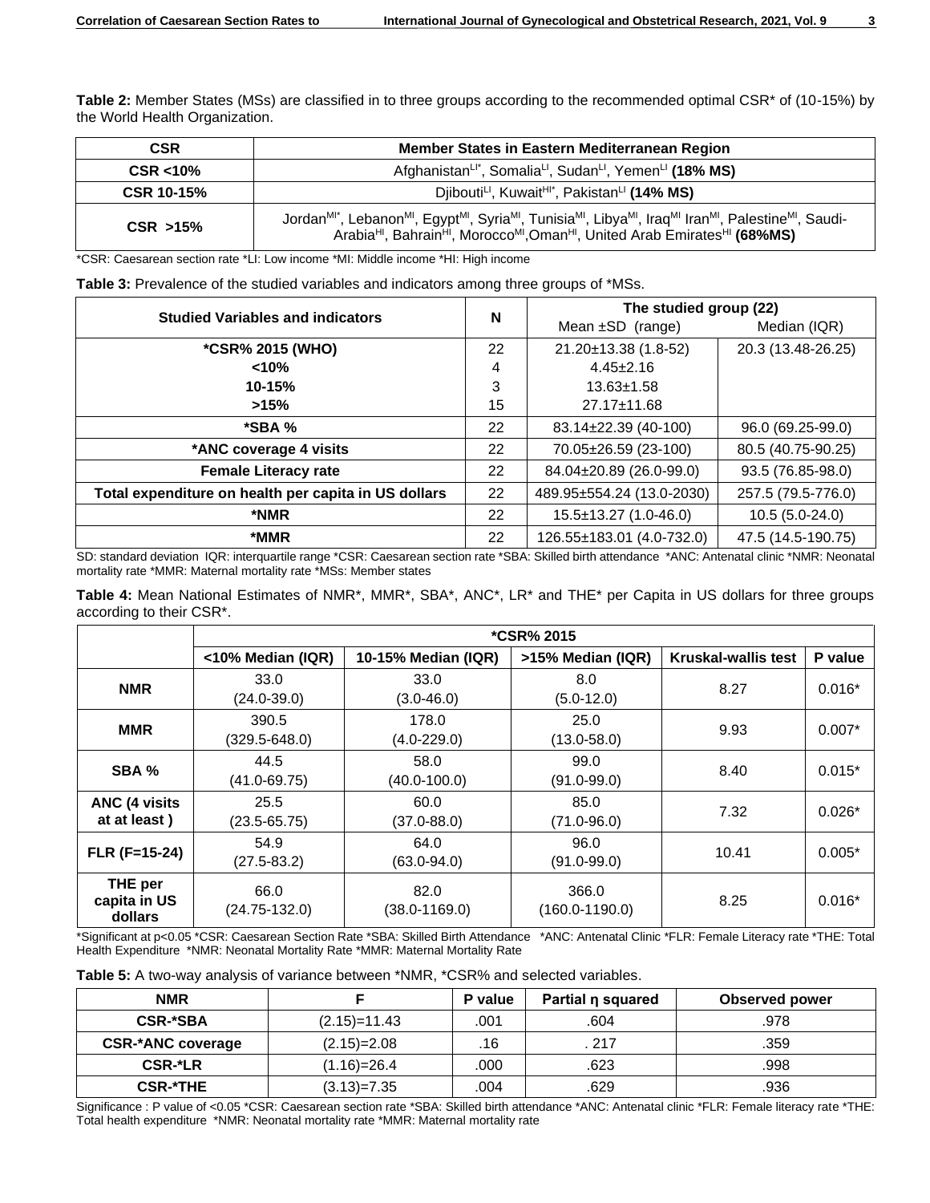**Table 2:** Member States (MSs) are classified in to three groups according to the recommended optimal CSR* of (10-15%) by the World Health Organization.

| CSR | Member States in Eastern Mediterranean Region |
|---|---|
| CSR <10% | Afghanistan[LI*], Somalia[LI], Sudan[LI], Yemen[LI] **(18% MS)** |
| CSR 10-15% | Djibouti[LI], Kuwait[HI*], Pakistan[LI] **(14% MS)** |
| CSR >15% | Jordan[MI*], Lebanon[MI], Egypt[MI], Syria[MI], Tunisia[MI], Libya[MI], Iraq[MI] Iran[MI], Palestine[MI], Saudi-Arabia[HI], Bahrain[HI], Morocco[MI],Oman[HI], United Arab Emirates[HI] **(68%MS)** |

*CSR: Caesarean section rate *LI: Low income *MI: Middle income *HI: High income

**Table 3:** Prevalence of the studied variables and indicators among three groups of *MSs.

| Studied Variables and indicators | N | The studied group (22) | |
|---|---|---|---|
| | | Mean ±SD (range) | Median (IQR) |
| *CSR% 2015 (WHO) | 22 | 21.20±13.38 (1.8-52) | 20.3 (13.48-26.25) |
| <10% | 4 | 4.45±2.16 | |
| 10-15% | 3 | 13.63±1.58 | |
| >15% | 15 | 27.17±11.68 | |
| *SBA % | 22 | 83.14±22.39 (40-100) | 96.0 (69.25-99.0) |
| *ANC coverage 4 visits | 22 | 70.05±26.59 (23-100) | 80.5 (40.75-90.25) |
| Female Literacy rate | 22 | 84.04±20.89 (26.0-99.0) | 93.5 (76.85-98.0) |
| Total expenditure on health per capita in US dollars | 22 | 489.95±554.24 (13.0-2030) | 257.5 (79.5-776.0) |
| *NMR | 22 | 15.5±13.27 (1.0-46.0) | 10.5 (5.0-24.0) |
| *MMR | 22 | 126.55±183.01 (4.0-732.0) | 47.5 (14.5-190.75) |

SD: standard deviation IQR: interquartile range *CSR: Caesarean section rate *SBA: Skilled birth attendance *ANC: Antenatal clinic *NMR: Neonatal mortality rate *MMR: Maternal mortality rate *MSs: Member states

**Table 4:** Mean National Estimates of NMR*, MMR*, SBA*, ANC*, LR* and THE* per Capita in US dollars for three groups according to their CSR*.

| | *CSR% 2015 | | | | |
|---|---|---|---|---|---|
| | <10% Median (IQR) | 10-15% Median (IQR) | >15% Median (IQR) | Kruskal-wallis test | P value |
| NMR | 33.0 (24.0-39.0) | 33.0 (3.0-46.0) | 8.0 (5.0-12.0) | 8.27 | 0.016* |
| MMR | 390.5 (329.5-648.0) | 178.0 (4.0-229.0) | 25.0 (13.0-58.0) | 9.93 | 0.007* |
| SBA % | 44.5 (41.0-69.75) | 58.0 (40.0-100.0) | 99.0 (91.0-99.0) | 8.40 | 0.015* |
| ANC (4 visits at at least ) | 25.5 (23.5-65.75) | 60.0 (37.0-88.0) | 85.0 (71.0-96.0) | 7.32 | 0.026* |
| FLR (F=15-24) | 54.9 (27.5-83.2) | 64.0 (63.0-94.0) | 96.0 (91.0-99.0) | 10.41 | 0.005* |
| THE per capita in US dollars | 66.0 (24.75-132.0) | 82.0 (38.0-1169.0) | 366.0 (160.0-1190.0) | 8.25 | 0.016* |

*Significant at p<0.05 *CSR: Caesarean Section Rate *SBA: Skilled Birth Attendance *ANC: Antenatal Clinic *FLR: Female Literacy rate *THE: Total Health Expenditure *NMR: Neonatal Mortality Rate *MMR: Maternal Mortality Rate

**Table 5:** A two-way analysis of variance between *NMR, *CSR% and selected variables.

| NMR | F | P value | Partial η squared | Observed power |
|---|---|---|---|---|
| CSR-*SBA | (2.15)=11.43 | .001 | .604 | .978 |
| CSR-*ANC coverage | (2.15)=2.08 | .16 | . 217 | .359 |
| CSR-*LR | (1.16)=26.4 | .000 | .623 | .998 |
| CSR-*THE | (3.13)=7.35 | .004 | .629 | .936 |

Significance : P value of <0.05 *CSR: Caesarean section rate *SBA: Skilled birth attendance *ANC: Antenatal clinic *FLR: Female literacy rate *THE: Total health expenditure *NMR: Neonatal mortality rate *MMR: Maternal mortality rate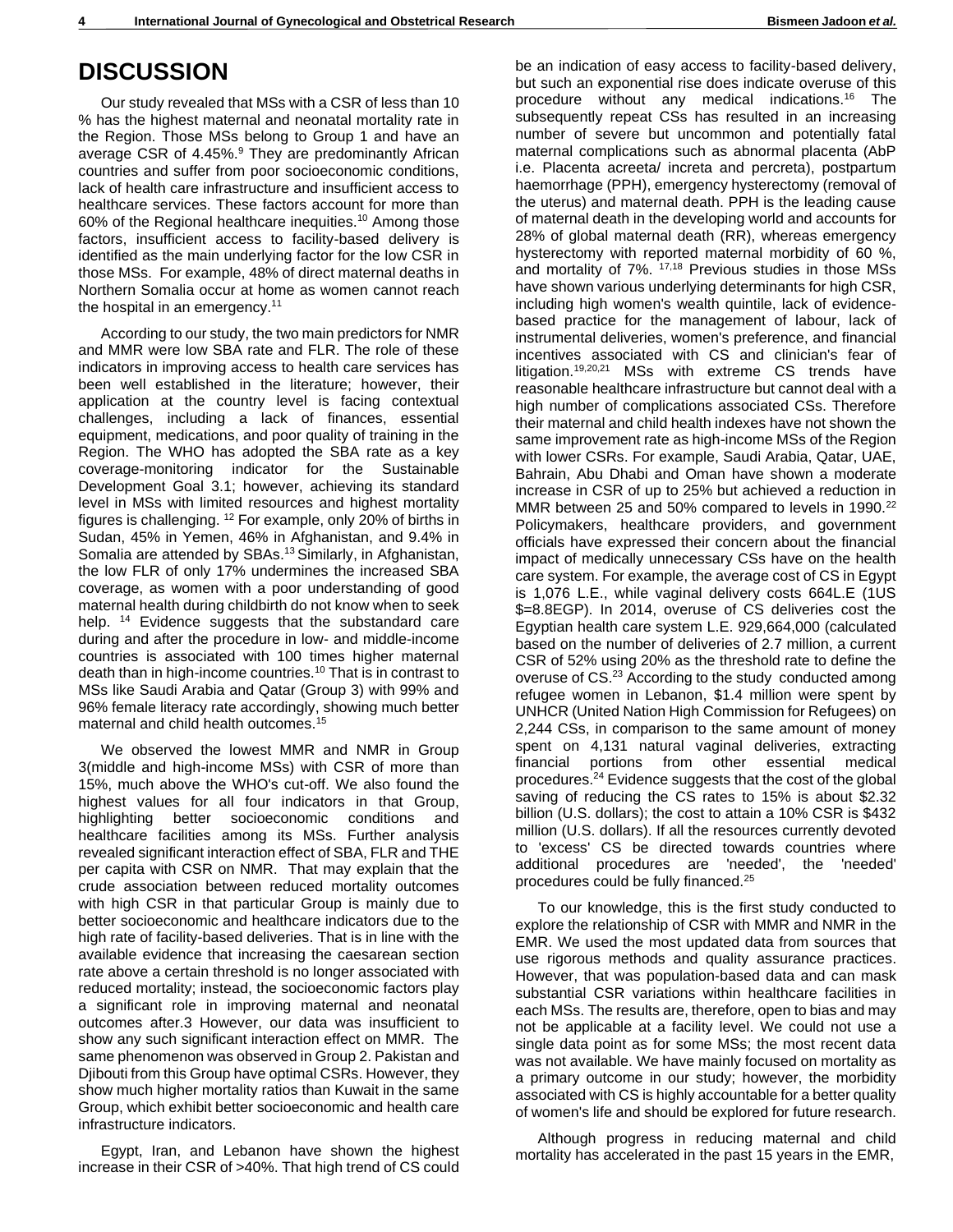# DISCUSSION

Our study revealed that MSs with a CSR of less than 10 % has the highest maternal and neonatal mortality rate in the Region. Those MSs belong to Group 1 and have an average CSR of 4.45%.[9] They are predominantly African countries and suffer from poor socioeconomic conditions, lack of health care infrastructure and insufficient access to healthcare services. These factors account for more than 60% of the Regional healthcare inequities.[10] Among those factors, insufficient access to facility-based delivery is identified as the main underlying factor for the low CSR in those MSs. For example, 48% of direct maternal deaths in Northern Somalia occur at home as women cannot reach the hospital in an emergency.[11]

According to our study, the two main predictors for NMR and MMR were low SBA rate and FLR. The role of these indicators in improving access to health care services has been well established in the literature; however, their application at the country level is facing contextual challenges, including a lack of finances, essential equipment, medications, and poor quality of training in the Region. The WHO has adopted the SBA rate as a key coverage-monitoring indicator for the Sustainable Development Goal 3.1; however, achieving its standard level in MSs with limited resources and highest mortality figures is challenging. [12] For example, only 20% of births in Sudan, 45% in Yemen, 46% in Afghanistan, and 9.4% in Somalia are attended by SBAs.[13] Similarly, in Afghanistan, the low FLR of only 17% undermines the increased SBA coverage, as women with a poor understanding of good maternal health during childbirth do not know when to seek help. [14] Evidence suggests that the substandard care during and after the procedure in low- and middle-income countries is associated with 100 times higher maternal death than in high-income countries.[10] That is in contrast to MSs like Saudi Arabia and Qatar (Group 3) with 99% and 96% female literacy rate accordingly, showing much better maternal and child health outcomes.[15]

We observed the lowest MMR and NMR in Group 3(middle and high-income MSs) with CSR of more than 15%, much above the WHO's cut-off. We also found the highest values for all four indicators in that Group, highlighting better socioeconomic conditions and healthcare facilities among its MSs. Further analysis revealed significant interaction effect of SBA, FLR and THE per capita with CSR on NMR. That may explain that the crude association between reduced mortality outcomes with high CSR in that particular Group is mainly due to better socioeconomic and healthcare indicators due to the high rate of facility-based deliveries. That is in line with the available evidence that increasing the caesarean section rate above a certain threshold is no longer associated with reduced mortality; instead, the socioeconomic factors play a significant role in improving maternal and neonatal outcomes after.3 However, our data was insufficient to show any such significant interaction effect on MMR. The same phenomenon was observed in Group 2. Pakistan and Djibouti from this Group have optimal CSRs. However, they show much higher mortality ratios than Kuwait in the same Group, which exhibit better socioeconomic and health care infrastructure indicators.

Egypt, Iran, and Lebanon have shown the highest increase in their CSR of >40%. That high trend of CS could be an indication of easy access to facility-based delivery, but such an exponential rise does indicate overuse of this procedure without any medical indications.[16] The subsequently repeat CSs has resulted in an increasing number of severe but uncommon and potentially fatal maternal complications such as abnormal placenta (AbP i.e. Placenta acreeta/ increta and percreta), postpartum haemorrhage (PPH), emergency hysterectomy (removal of the uterus) and maternal death. PPH is the leading cause of maternal death in the developing world and accounts for 28% of global maternal death (RR), whereas emergency hysterectomy with reported maternal morbidity of 60 %, and mortality of 7%. [17,18] Previous studies in those MSs have shown various underlying determinants for high CSR, including high women's wealth quintile, lack of evidence-based practice for the management of labour, lack of instrumental deliveries, women's preference, and financial incentives associated with CS and clinician's fear of litigation.[19,20,21] MSs with extreme CS trends have reasonable healthcare infrastructure but cannot deal with a high number of complications associated CSs. Therefore their maternal and child health indexes have not shown the same improvement rate as high-income MSs of the Region with lower CSRs. For example, Saudi Arabia, Qatar, UAE, Bahrain, Abu Dhabi and Oman have shown a moderate increase in CSR of up to 25% but achieved a reduction in MMR between 25 and 50% compared to levels in 1990.[22] Policymakers, healthcare providers, and government officials have expressed their concern about the financial impact of medically unnecessary CSs have on the health care system. For example, the average cost of CS in Egypt is 1,076 L.E., while vaginal delivery costs 664L.E (1US $=8.8EGP). In 2014, overuse of CS deliveries cost the Egyptian health care system L.E. 929,664,000 (calculated based on the number of deliveries of 2.7 million, a current CSR of 52% using 20% as the threshold rate to define the overuse of CS.[23] According to the study conducted among refugee women in Lebanon, $1.4 million were spent by UNHCR (United Nation High Commission for Refugees) on 2,244 CSs, in comparison to the same amount of money spent on 4,131 natural vaginal deliveries, extracting financial portions from other essential medical procedures.[24] Evidence suggests that the cost of the global saving of reducing the CS rates to 15% is about $2.32 billion (U.S. dollars); the cost to attain a 10% CSR is $432 million (U.S. dollars). If all the resources currently devoted to 'excess' CS be directed towards countries where additional procedures are 'needed', the 'needed' procedures could be fully financed.[25]

To our knowledge, this is the first study conducted to explore the relationship of CSR with MMR and NMR in the EMR. We used the most updated data from sources that use rigorous methods and quality assurance practices. However, that was population-based data and can mask substantial CSR variations within healthcare facilities in each MSs. The results are, therefore, open to bias and may not be applicable at a facility level. We could not use a single data point as for some MSs; the most recent data was not available. We have mainly focused on mortality as a primary outcome in our study; however, the morbidity associated with CS is highly accountable for a better quality of women's life and should be explored for future research.

Although progress in reducing maternal and child mortality has accelerated in the past 15 years in the EMR,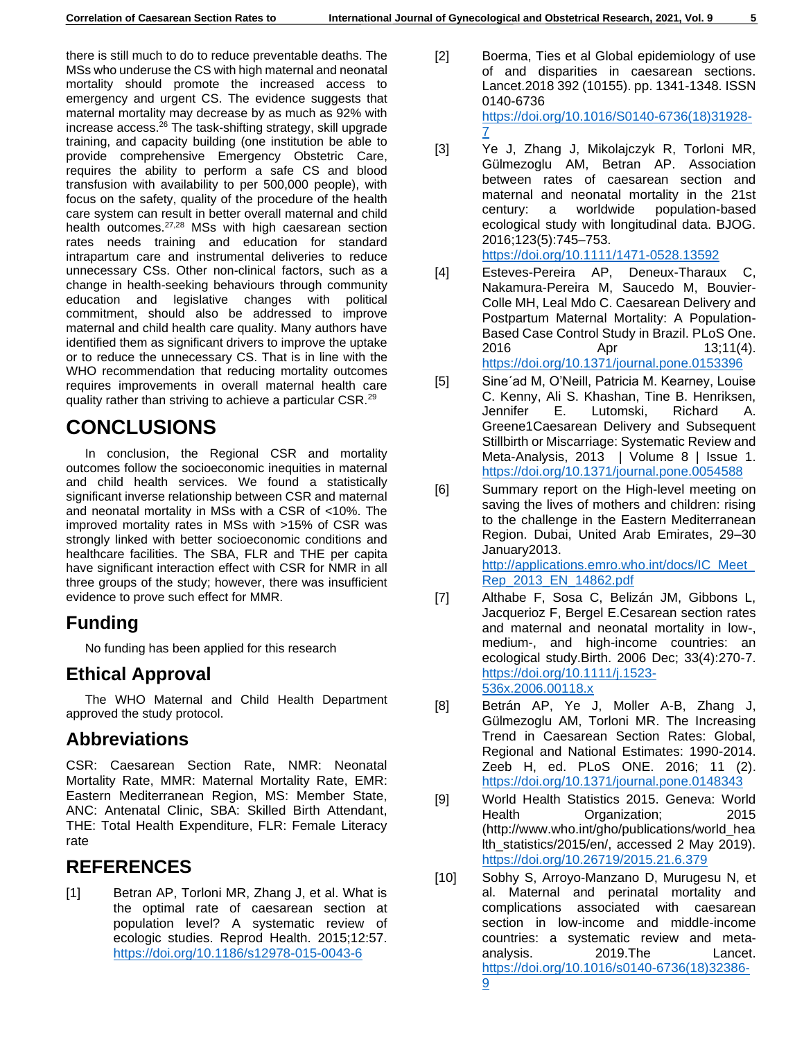there is still much to do to reduce preventable deaths. The MSs who underuse the CS with high maternal and neonatal mortality should promote the increased access to emergency and urgent CS. The evidence suggests that maternal mortality may decrease by as much as 92% with increase access.[26] The task-shifting strategy, skill upgrade training, and capacity building (one institution be able to provide comprehensive Emergency Obstetric Care, requires the ability to perform a safe CS and blood transfusion with availability to per 500,000 people), with focus on the safety, quality of the procedure of the health care system can result in better overall maternal and child health outcomes.[27,28] MSs with high caesarean section rates needs training and education for standard intrapartum care and instrumental deliveries to reduce unnecessary CSs. Other non-clinical factors, such as a change in health-seeking behaviours through community education and legislative changes with political commitment, should also be addressed to improve maternal and child health care quality. Many authors have identified them as significant drivers to improve the uptake or to reduce the unnecessary CS. That is in line with the WHO recommendation that reducing mortality outcomes requires improvements in overall maternal health care quality rather than striving to achieve a particular CSR.[29]

# CONCLUSIONS

In conclusion, the Regional CSR and mortality outcomes follow the socioeconomic inequities in maternal and child health services. We found a statistically significant inverse relationship between CSR and maternal and neonatal mortality in MSs with a CSR of <10%. The improved mortality rates in MSs with >15% of CSR was strongly linked with better socioeconomic conditions and healthcare facilities. The SBA, FLR and THE per capita have significant interaction effect with CSR for NMR in all three groups of the study; however, there was insufficient evidence to prove such effect for MMR.

## Funding

No funding has been applied for this research

## Ethical Approval

The WHO Maternal and Child Health Department approved the study protocol.

## Abbreviations

CSR: Caesarean Section Rate, NMR: Neonatal Mortality Rate, MMR: Maternal Mortality Rate, EMR: Eastern Mediterranean Region, MS: Member State, ANC: Antenatal Clinic, SBA: Skilled Birth Attendant, THE: Total Health Expenditure, FLR: Female Literacy rate

# REFERENCES

[1] Betran AP, Torloni MR, Zhang J, et al. What is the optimal rate of caesarean section at population level? A systematic review of ecologic studies. Reprod Health. 2015;12:57. https://doi.org/10.1186/s12978-015-0043-6

[2] Boerma, Ties et al Global epidemiology of use of and disparities in caesarean sections. Lancet.2018 392 (10155). pp. 1341-1348. ISSN 0140-6736 https://doi.org/10.1016/S0140-6736(18)31928-7

[3] Ye J, Zhang J, Mikolajczyk R, Torloni MR, Gülmezoglu AM, Betran AP. Association between rates of caesarean section and maternal and neonatal mortality in the 21st century: a worldwide population-based ecological study with longitudinal data. BJOG. 2016;123(5):745–753. https://doi.org/10.1111/1471-0528.13592

[4] Esteves-Pereira AP, Deneux-Tharaux C, Nakamura-Pereira M, Saucedo M, Bouvier-Colle MH, Leal Mdo C. Caesarean Delivery and Postpartum Maternal Mortality: A Population-Based Case Control Study in Brazil. PLoS One. 2016 Apr 13;11(4). https://doi.org/10.1371/journal.pone.0153396

[5] Sine´ad M, O'Neill, Patricia M. Kearney, Louise C. Kenny, Ali S. Khashan, Tine B. Henriksen, Jennifer E. Lutomski, Richard A. Greene1Caesarean Delivery and Subsequent Stillbirth or Miscarriage: Systematic Review and Meta-Analysis, 2013 | Volume 8 | Issue 1. https://doi.org/10.1371/journal.pone.0054588

[6] Summary report on the High-level meeting on saving the lives of mothers and children: rising to the challenge in the Eastern Mediterranean Region. Dubai, United Arab Emirates, 29–30 January2013. http://applications.emro.who.int/docs/IC_Meet_Rep_2013_EN_14862.pdf

[7] Althabe F, Sosa C, Belizán JM, Gibbons L, Jacquerioz F, Bergel E.Cesarean section rates and maternal and neonatal mortality in low-, medium-, and high-income countries: an ecological study.Birth. 2006 Dec; 33(4):270-7. https://doi.org/10.1111/j.1523-536x.2006.00118.x

[8] Betrán AP, Ye J, Moller A-B, Zhang J, Gülmezoglu AM, Torloni MR. The Increasing Trend in Caesarean Section Rates: Global, Regional and National Estimates: 1990-2014. Zeeb H, ed. PLoS ONE. 2016; 11 (2). https://doi.org/10.1371/journal.pone.0148343

[9] World Health Statistics 2015. Geneva: World Health Organization; 2015 (http://www.who.int/gho/publications/world_health_statistics/2015/en/, accessed 2 May 2019). https://doi.org/10.26719/2015.21.6.379

[10] Sobhy S, Arroyo-Manzano D, Murugesu N, et al. Maternal and perinatal mortality and complications associated with caesarean section in low-income and middle-income countries: a systematic review and meta-analysis. 2019.The Lancet. https://doi.org/10.1016/s0140-6736(18)32386-9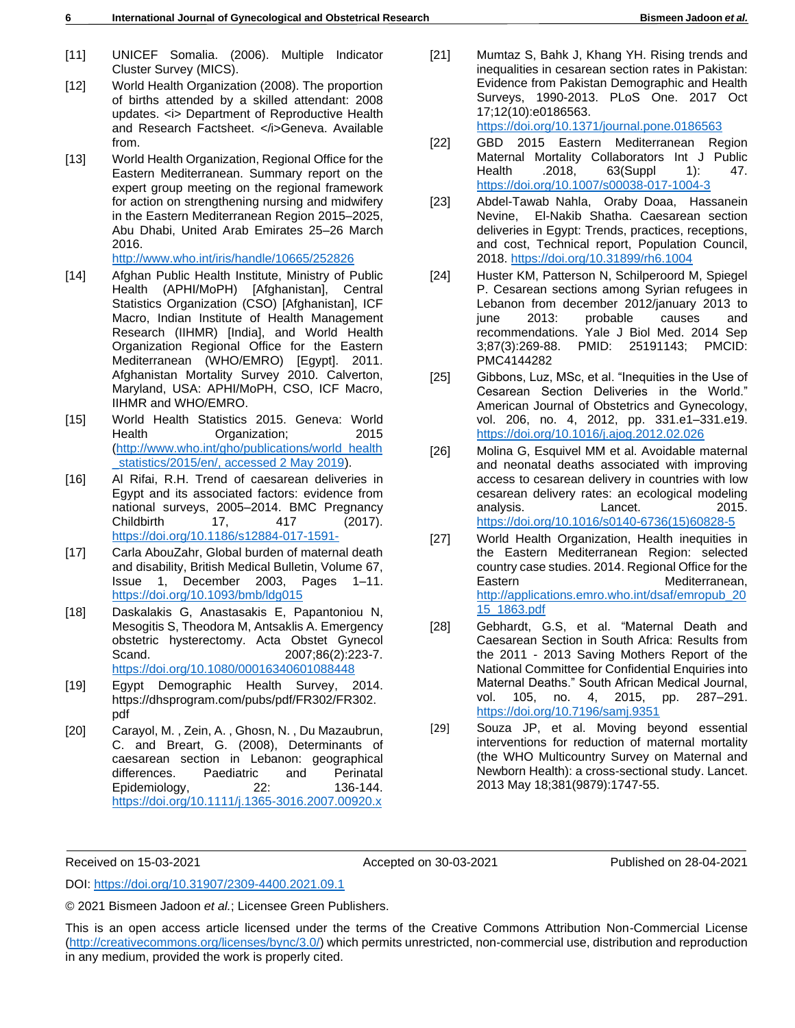[11] UNICEF Somalia. (2006). Multiple Indicator Cluster Survey (MICS).

[12] World Health Organization (2008). The proportion of births attended by a skilled attendant: 2008 updates. <i> Department of Reproductive Health and Research Factsheet. </i>Geneva. Available from.

[13] World Health Organization, Regional Office for the Eastern Mediterranean. Summary report on the expert group meeting on the regional framework for action on strengthening nursing and midwifery in the Eastern Mediterranean Region 2015–2025, Abu Dhabi, United Arab Emirates 25–26 March 2016. http://www.who.int/iris/handle/10665/252826

[14] Afghan Public Health Institute, Ministry of Public Health (APHI/MoPH) [Afghanistan], Central Statistics Organization (CSO) [Afghanistan], ICF Macro, Indian Institute of Health Management Research (IIHMR) [India], and World Health Organization Regional Office for the Eastern Mediterranean (WHO/EMRO) [Egypt]. 2011. Afghanistan Mortality Survey 2010. Calverton, Maryland, USA: APHI/MoPH, CSO, ICF Macro, IIHMR and WHO/EMRO.

[15] World Health Statistics 2015. Geneva: World Health Organization; 2015 (http://www.who.int/gho/publications/world_health_statistics/2015/en/, accessed 2 May 2019).

[16] Al Rifai, R.H. Trend of caesarean deliveries in Egypt and its associated factors: evidence from national surveys, 2005–2014. BMC Pregnancy Childbirth 17, 417 (2017). https://doi.org/10.1186/s12884-017-1591-

[17] Carla AbouZahr, Global burden of maternal death and disability, British Medical Bulletin, Volume 67, Issue 1, December 2003, Pages 1–11. https://doi.org/10.1093/bmb/ldg015

[18] Daskalakis G, Anastasakis E, Papantoniou N, Mesogitis S, Theodora M, Antsaklis A. Emergency obstetric hysterectomy. Acta Obstet Gynecol Scand. 2007;86(2):223-7. https://doi.org/10.1080/00016340601088448

[19] Egypt Demographic Health Survey, 2014. https://dhsprogram.com/pubs/pdf/FR302/FR302.pdf

[20] Carayol, M. , Zein, A. , Ghosn, N. , Du Mazaubrun, C. and Breart, G. (2008), Determinants of caesarean section in Lebanon: geographical differences. Paediatric and Perinatal Epidemiology, 22: 136-144. https://doi.org/10.1111/j.1365-3016.2007.00920.x

[21] Mumtaz S, Bahk J, Khang YH. Rising trends and inequalities in cesarean section rates in Pakistan: Evidence from Pakistan Demographic and Health Surveys, 1990-2013. PLoS One. 2017 Oct 17;12(10):e0186563. https://doi.org/10.1371/journal.pone.0186563

[22] GBD 2015 Eastern Mediterranean Region Maternal Mortality Collaborators Int J Public Health .2018, 63(Suppl 1): 47. https://doi.org/10.1007/s00038-017-1004-3

[23] Abdel-Tawab Nahla, Oraby Doaa, Hassanein Nevine, El-Nakib Shatha. Caesarean section deliveries in Egypt: Trends, practices, receptions, and cost, Technical report, Population Council, 2018. https://doi.org/10.31899/rh6.1004

[24] Huster KM, Patterson N, Schilperoord M, Spiegel P. Cesarean sections among Syrian refugees in Lebanon from december 2012/january 2013 to june 2013: probable causes and recommendations. Yale J Biol Med. 2014 Sep 3;87(3):269-88. PMID: 25191143; PMCID: PMC4144282

[25] Gibbons, Luz, MSc, et al. "Inequities in the Use of Cesarean Section Deliveries in the World." American Journal of Obstetrics and Gynecology, vol. 206, no. 4, 2012, pp. 331.e1–331.e19. https://doi.org/10.1016/j.ajog.2012.02.026

[26] Molina G, Esquivel MM et al. Avoidable maternal and neonatal deaths associated with improving access to cesarean delivery in countries with low cesarean delivery rates: an ecological modeling analysis. Lancet. 2015. https://doi.org/10.1016/s0140-6736(15)60828-5

[27] World Health Organization, Health inequities in the Eastern Mediterranean Region: selected country case studies. 2014. Regional Office for the Eastern Mediterranean, http://applications.emro.who.int/dsaf/emropub_2015_1863.pdf

[28] Gebhardt, G.S, et al. "Maternal Death and Caesarean Section in South Africa: Results from the 2011 - 2013 Saving Mothers Report of the National Committee for Confidential Enquiries into Maternal Deaths." South African Medical Journal, vol. 105, no. 4, 2015, pp. 287–291. https://doi.org/10.7196/samj.9351

[29] Souza JP, et al. Moving beyond essential interventions for reduction of maternal mortality (the WHO Multicountry Survey on Maternal and Newborn Health): a cross-sectional study. Lancet. 2013 May 18;381(9879):1747-55.

---

Received on 15-03-2021 Accepted on 30-03-2021 Published on 28-04-2021

DOI: https://doi.org/10.31907/2309-4400.2021.09.1

© 2021 Bismeen Jadoon *et al.*; Licensee Green Publishers.

This is an open access article licensed under the terms of the Creative Commons Attribution Non-Commercial License (http://creativecommons.org/licenses/bync/3.0/) which permits unrestricted, non-commercial use, distribution and reproduction in any medium, provided the work is properly cited.